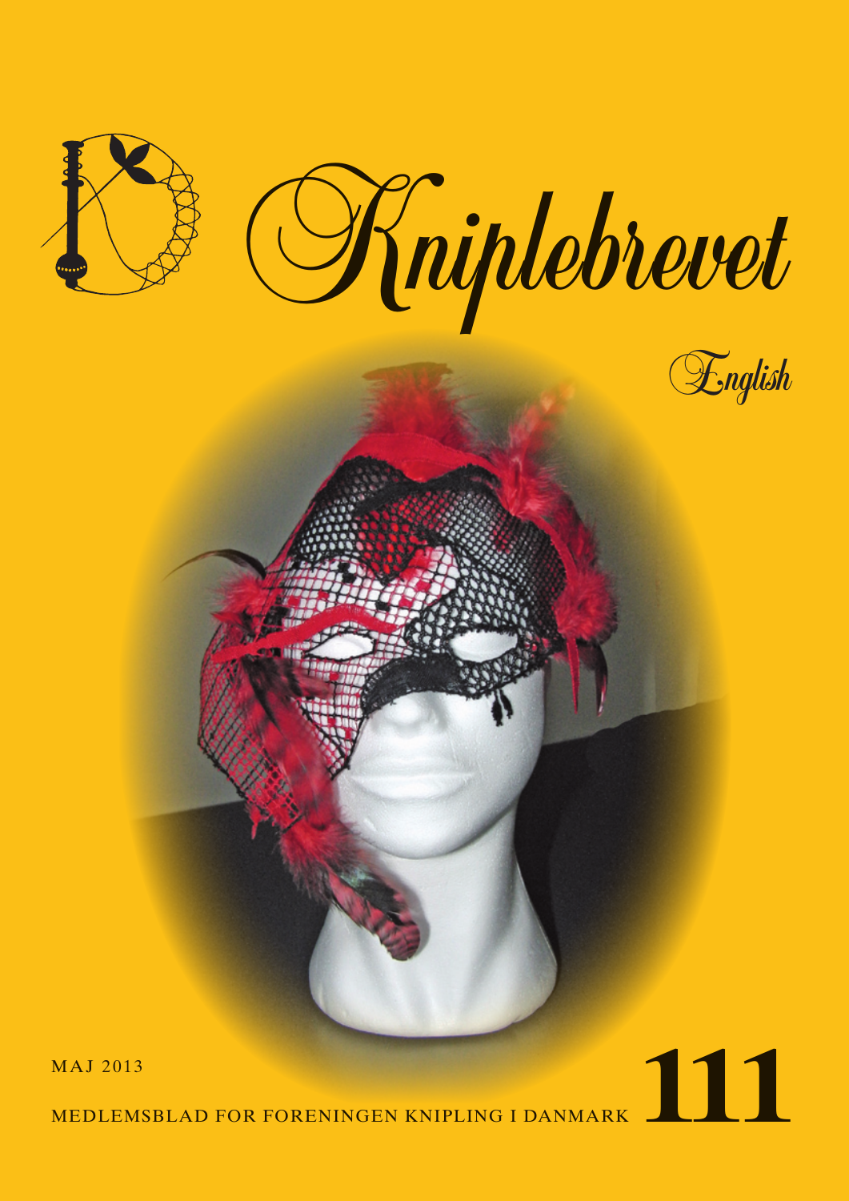# Kniplebrevet

English

MAJ 2013

MEDLEMSBLAD FOR FORENINGEN KNIPLING I DANMARK **111**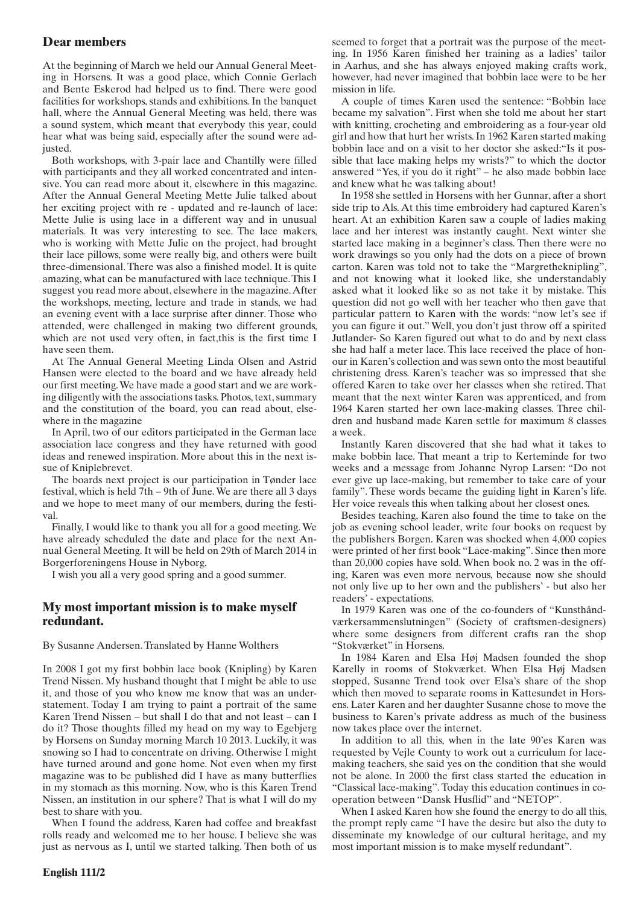## Dear members

At the beginning of March we held our Annual General Meeting in Horsens. It was a good place, which Connie Gerlach and Bente Eskerod had helped us to find. There were good facilities for workshops, stands and exhibitions. In the banquet hall, where the Annual General Meeting was held, there was a sound system, which meant that everybody this year, could hear what was being said, especially after the sound were adjusted.

Both workshops, with 3-pair lace and Chantilly were filled with participants and they all worked concentrated and intensive. You can read more about it, elsewhere in this magazine. After the Annual General Meeting Mette Julie talked about her exciting project with re - updated and re-launch of lace: Mette Julie is using lace in a different way and in unusual materials. It was very interesting to see. The lace makers, who is working with Mette Julie on the project, had brought their lace pillows, some were really big, and others were built three-dimensional. There was also a finished model. It is quite amazing, what can be manufactured with lace technique. This I suggest you read more about, elsewhere in the magazine. After the workshops, meeting, lecture and trade in stands, we had an evening event with a lace surprise after dinner. Those who attended, were challenged in making two different grounds, which are not used very often, in fact,this is the first time I have seen them.

At The Annual General Meeting Linda Olsen and Astrid Hansen were elected to the board and we have already held our first meeting. We have made a good start and we are working diligently with the associations tasks. Photos, text, summary and the constitution of the board, you can read about, elsewhere in the magazine

In April, two of our editors participated in the German lace association lace congress and they have returned with good ideas and renewed inspiration. More about this in the next issue of Kniplebrevet.

The boards next project is our participation in Tønder lace festival, which is held 7th – 9th of June. We are there all 3 days and we hope to meet many of our members, during the festival.

Finally, I would like to thank you all for a good meeting. We have already scheduled the date and place for the next Annual General Meeting. It will be held on 29th of March 2014 in Borgerforeningens House in Nyborg.

I wish you all a very good spring and a good summer.

## My most important mission is to make myself redundant.

By Susanne Andersen. Translated by Hanne Wolthers

In 2008 I got my first bobbin lace book (Knipling) by Karen Trend Nissen. My husband thought that I might be able to use it, and those of you who know me know that was an understatement. Today I am trying to paint a portrait of the same Karen Trend Nissen – but shall I do that and not least – can I do it? Those thoughts filled my head on my way to Egebjerg by Horsens on Sunday morning March 10 2013. Luckily, it was snowing so I had to concentrate on driving. Otherwise I might have turned around and gone home. Not even when my first magazine was to be published did I have as many butterflies in my stomach as this morning. Now, who is this Karen Trend Nissen, an institution in our sphere? That is what I will do my best to share with you.

When I found the address, Karen had coffee and breakfast rolls ready and welcomed me to her house. I believe she was just as nervous as I, until we started talking. Then both of us seemed to forget that a portrait was the purpose of the meeting. In 1956 Karen finished her training as a ladies' tailor in Aarhus, and she has always enjoyed making crafts work, however, had never imagined that bobbin lace were to be her mission in life.

A couple of times Karen used the sentence: "Bobbin lace became my salvation". First when she told me about her start with knitting, crocheting and embroidering as a four-year old girl and how that hurt her wrists. In 1962 Karen started making bobbin lace and on a visit to her doctor she asked:"Is it possible that lace making helps my wrists?" to which the doctor answered "Yes, if you do it right" – he also made bobbin lace and knew what he was talking about!

In 1958 she settled in Horsens with her Gunnar, after a short side trip to Als. At this time embroidery had captured Karen's heart. At an exhibition Karen saw a couple of ladies making lace and her interest was instantly caught. Next winter she started lace making in a beginner's class. Then there were no work drawings so you only had the dots on a piece of brown carton. Karen was told not to take the "Margretheknipling", and not knowing what it looked like, she understandably asked what it looked like so as not take it by mistake. This question did not go well with her teacher who then gave that particular pattern to Karen with the words: "now let's see if you can figure it out." Well, you don't just throw off a spirited Jutlander- So Karen figured out what to do and by next class she had half a meter lace. This lace received the place of honour in Karen's collection and was sewn onto the most beautiful christening dress. Karen's teacher was so impressed that she offered Karen to take over her classes when she retired. That meant that the next winter Karen was apprenticed, and from 1964 Karen started her own lace-making classes. Three children and husband made Karen settle for maximum 8 classes a week.

Instantly Karen discovered that she had what it takes to make bobbin lace. That meant a trip to Kerteminde for two weeks and a message from Johanne Nyrop Larsen: "Do not ever give up lace-making, but remember to take care of your family". These words became the guiding light in Karen's life. Her voice reveals this when talking about her closest ones.

Besides teaching, Karen also found the time to take on the job as evening school leader, write four books on request by the publishers Borgen. Karen was shocked when 4,000 copies were printed of her first book "Lace-making". Since then more than 20,000 copies have sold. When book no. 2 was in the offing, Karen was even more nervous, because now she should not only live up to her own and the publishers' - but also her readers' - expectations.

In 1979 Karen was one of the co-founders of "Kunsthåndværkersammenslutningen" (Society of craftsmen-designers) where some designers from different crafts ran the shop "Stokværket" in Horsens.

In 1984 Karen and Elsa Høj Madsen founded the shop Karelly in rooms of Stokværket. When Elsa Høj Madsen stopped, Susanne Trend took over Elsa's share of the shop which then moved to separate rooms in Kattesundet in Horsens. Later Karen and her daughter Susanne chose to move the business to Karen's private address as much of the business now takes place over the internet.

In addition to all this, when in the late 90'es Karen was requested by Vejle County to work out a curriculum for lace-making teachers, she said yes on the condition that she would not be alone. In 2000 the first class started the education in "Classical lace-making". Today this education continues in co-operation between "Dansk Husflid" and "NETOP".

When I asked Karen how she found the energy to do all this, the prompt reply came "I have the desire but also the duty to disseminate my knowledge of our cultural heritage, and my most important mission is to make myself redundant".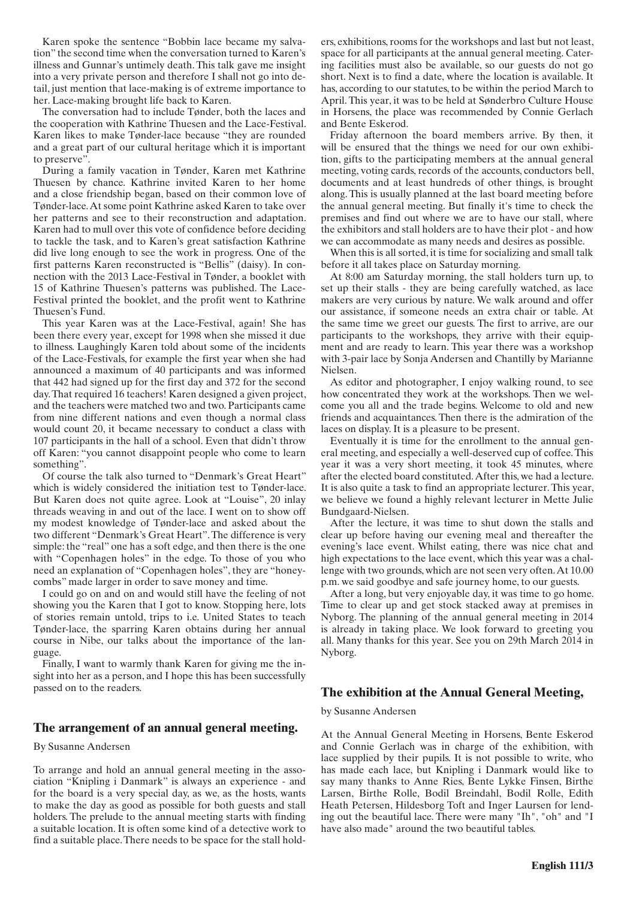Karen spoke the sentence "Bobbin lace became my salvation" the second time when the conversation turned to Karen's illness and Gunnar's untimely death. This talk gave me insight into a very private person and therefore I shall not go into detail, just mention that lace-making is of extreme importance to her. Lace-making brought life back to Karen.

The conversation had to include Tønder, both the laces and the cooperation with Kathrine Thuesen and the Lace-Festival. Karen likes to make Tønder-lace because "they are rounded and a great part of our cultural heritage which it is important to preserve".

During a family vacation in Tønder, Karen met Kathrine Thuesen by chance. Kathrine invited Karen to her home and a close friendship began, based on their common love of Tønder-lace. At some point Kathrine asked Karen to take over her patterns and see to their reconstruction and adaptation. Karen had to mull over this vote of confidence before deciding to tackle the task, and to Karen's great satisfaction Kathrine did live long enough to see the work in progress. One of the first patterns Karen reconstructed is "Bellis" (daisy). In connection with the 2013 Lace-Festival in Tønder, a booklet with 15 of Kathrine Thuesen's patterns was published. The Lace-Festival printed the booklet, and the profit went to Kathrine Thuesen's Fund.

This year Karen was at the Lace-Festival, again! She has been there every year, except for 1998 when she missed it due to illness. Laughingly Karen told about some of the incidents of the Lace-Festivals, for example the first year when she had announced a maximum of 40 participants and was informed that 442 had signed up for the first day and 372 for the second day. That required 16 teachers! Karen designed a given project, and the teachers were matched two and two. Participants came from nine different nations and even though a normal class would count 20, it became necessary to conduct a class with 107 participants in the hall of a school. Even that didn't throw off Karen: "you cannot disappoint people who come to learn something".

Of course the talk also turned to "Denmark's Great Heart" which is widely considered the initiation test to Tønder-lace. But Karen does not quite agree. Look at "Louise", 20 inlay threads weaving in and out of the lace. I went on to show off my modest knowledge of Tønder-lace and asked about the two different "Denmark's Great Heart". The difference is very simple: the "real" one has a soft edge, and then there is the one with "Copenhagen holes" in the edge. To those of you who need an explanation of "Copenhagen holes", they are "honeycombs" made larger in order to save money and time.

I could go on and on and would still have the feeling of not showing you the Karen that I got to know. Stopping here, lots of stories remain untold, trips to i.e. United States to teach Tønder-lace, the sparring Karen obtains during her annual course in Nibe, our talks about the importance of the language.

Finally, I want to warmly thank Karen for giving me the insight into her as a person, and I hope this has been successfully passed on to the readers.

## The arrangement of an annual general meeting.

By Susanne Andersen

To arrange and hold an annual general meeting in the association "Knipling i Danmark" is always an experience - and for the board is a very special day, as we, as the hosts, wants to make the day as good as possible for both guests and stall holders. The prelude to the annual meeting starts with finding a suitable location. It is often some kind of a detective work to find a suitable place. There needs to be space for the stall holders, exhibitions, rooms for the workshops and last but not least, space for all participants at the annual general meeting. Catering facilities must also be available, so our guests do not go short. Next is to find a date, where the location is available. It has, according to our statutes, to be within the period March to April. This year, it was to be held at Sønderbro Culture House in Horsens, the place was recommended by Connie Gerlach and Bente Eskerod.

Friday afternoon the board members arrive. By then, it will be ensured that the things we need for our own exhibition, gifts to the participating members at the annual general meeting, voting cards, records of the accounts, conductors bell, documents and at least hundreds of other things, is brought along. This is usually planned at the last board meeting before the annual general meeting. But finally it's time to check the premises and find out where we are to have our stall, where the exhibitors and stall holders are to have their plot - and how we can accommodate as many needs and desires as possible.

When this is all sorted, it is time for socializing and small talk before it all takes place on Saturday morning.

At 8:00 am Saturday morning, the stall holders turn up, to set up their stalls - they are being carefully watched, as lace makers are very curious by nature. We walk around and offer our assistance, if someone needs an extra chair or table. At the same time we greet our guests. The first to arrive, are our participants to the workshops, they arrive with their equipment and are ready to learn. This year there was a workshop with 3-pair lace by Sonja Andersen and Chantilly by Marianne Nielsen.

As editor and photographer, I enjoy walking round, to see how concentrated they work at the workshops. Then we welcome you all and the trade begins. Welcome to old and new friends and acquaintances. Then there is the admiration of the laces on display. It is a pleasure to be present.

Eventually it is time for the enrollment to the annual general meeting, and especially a well-deserved cup of coffee. This year it was a very short meeting, it took 45 minutes, where after the elected board constituted. After this, we had a lecture. It is also quite a task to find an appropriate lecturer. This year, we believe we found a highly relevant lecturer in Mette Julie Bundgaard-Nielsen.

After the lecture, it was time to shut down the stalls and clear up before having our evening meal and thereafter the evening's lace event. Whilst eating, there was nice chat and high expectations to the lace event, which this year was a challenge with two grounds, which are not seen very often. At 10.00 p.m. we said goodbye and safe journey home, to our guests.

After a long, but very enjoyable day, it was time to go home. Time to clear up and get stock stacked away at premises in Nyborg. The planning of the annual general meeting in 2014 is already in taking place. We look forward to greeting you all. Many thanks for this year. See you on 29th March 2014 in Nyborg.

## The exhibition at the Annual General Meeting,

by Susanne Andersen

At the Annual General Meeting in Horsens, Bente Eskerod and Connie Gerlach was in charge of the exhibition, with lace supplied by their pupils. It is not possible to write, who has made each lace, but Knipling i Danmark would like to say many thanks to Anne Ries, Bente Lykke Finsen, Birthe Larsen, Birthe Rolle, Bodil Breindahl, Bodil Rolle, Edith Heath Petersen, Hildesborg Toft and Inger Laursen for lending out the beautiful lace. There were many "Ih", "oh" and "I have also made" around the two beautiful tables.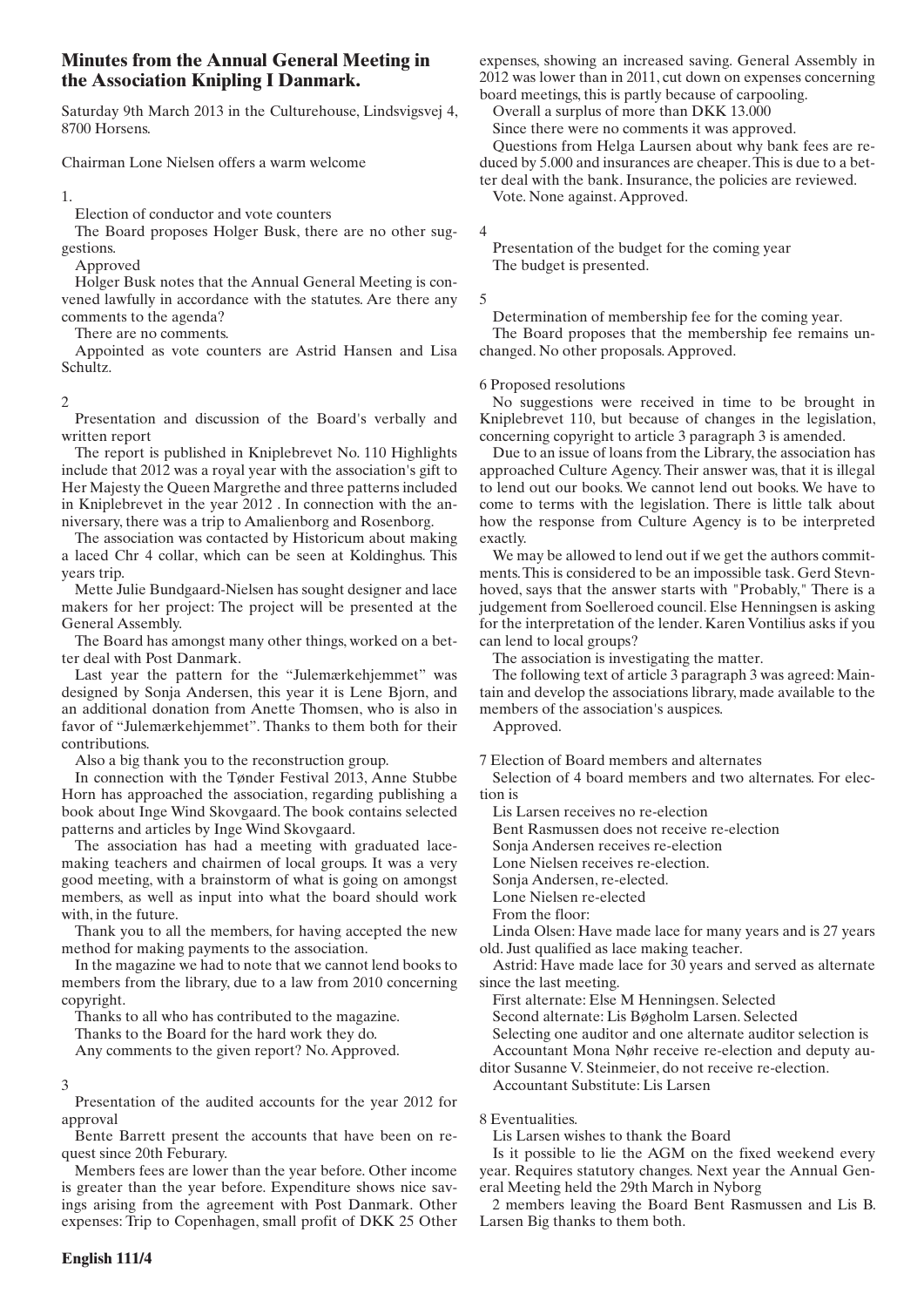## Minutes from the Annual General Meeting in the Association Knipling I Danmark.

Saturday 9th March 2013 in the Culturehouse, Lindsvigsvej 4, 8700 Horsens.

Chairman Lone Nielsen offers a warm welcome

1.

Election of conductor and vote counters

The Board proposes Holger Busk, there are no other suggestions.

Approved

Holger Busk notes that the Annual General Meeting is convened lawfully in accordance with the statutes. Are there any comments to the agenda?

There are no comments.

Appointed as vote counters are Astrid Hansen and Lisa Schultz.

2

Presentation and discussion of the Board's verbally and written report

The report is published in Kniplebrevet No. 110 Highlights include that 2012 was a royal year with the association's gift to Her Majesty the Queen Margrethe and three patterns included in Kniplebrevet in the year 2012 . In connection with the anniversary, there was a trip to Amalienborg and Rosenborg.

The association was contacted by Historicum about making a laced Chr 4 collar, which can be seen at Koldinghus. This years trip.

Mette Julie Bundgaard-Nielsen has sought designer and lace makers for her project: The project will be presented at the General Assembly.

The Board has amongst many other things, worked on a better deal with Post Danmark.

Last year the pattern for the "Julemærkehjemmet" was designed by Sonja Andersen, this year it is Lene Bjorn, and an additional donation from Anette Thomsen, who is also in favor of "Julemærkehjemmet". Thanks to them both for their contributions.

Also a big thank you to the reconstruction group.

In connection with the Tønder Festival 2013, Anne Stubbe Horn has approached the association, regarding publishing a book about Inge Wind Skovgaard. The book contains selected patterns and articles by Inge Wind Skovgaard.

The association has had a meeting with graduated lacemaking teachers and chairmen of local groups. It was a very good meeting, with a brainstorm of what is going on amongst members, as well as input into what the board should work with, in the future.

Thank you to all the members, for having accepted the new method for making payments to the association.

In the magazine we had to note that we cannot lend books to members from the library, due to a law from 2010 concerning copyright.

Thanks to all who has contributed to the magazine.

Thanks to the Board for the hard work they do.

Any comments to the given report? No. Approved.

3

Presentation of the audited accounts for the year 2012 for approval

Bente Barrett present the accounts that have been on request since 20th Feburary.

Members fees are lower than the year before. Other income is greater than the year before. Expenditure shows nice savings arising from the agreement with Post Danmark. Other expenses: Trip to Copenhagen, small profit of DKK 25 Other expenses, showing an increased saving. General Assembly in 2012 was lower than in 2011, cut down on expenses concerning board meetings, this is partly because of carpooling.

Overall a surplus of more than DKK 13.000

Since there were no comments it was approved.

Questions from Helga Laursen about why bank fees are reduced by 5.000 and insurances are cheaper. This is due to a better deal with the bank. Insurance, the policies are reviewed.

Vote. None against. Approved.

4

Presentation of the budget for the coming year

The budget is presented.

5

Determination of membership fee for the coming year.

The Board proposes that the membership fee remains unchanged. No other proposals. Approved.

6 Proposed resolutions

No suggestions were received in time to be brought in Kniplebrevet 110, but because of changes in the legislation, concerning copyright to article 3 paragraph 3 is amended.

Due to an issue of loans from the Library, the association has approached Culture Agency. Their answer was, that it is illegal to lend out our books. We cannot lend out books. We have to come to terms with the legislation. There is little talk about how the response from Culture Agency is to be interpreted exactly.

We may be allowed to lend out if we get the authors commitments. This is considered to be an impossible task. Gerd Stevnhoved, says that the answer starts with "Probably," There is a judgement from Soelleroed council. Else Henningsen is asking for the interpretation of the lender. Karen Vontilius asks if you can lend to local groups?

The association is investigating the matter.

The following text of article 3 paragraph 3 was agreed: Maintain and develop the associations library, made available to the members of the association's auspices.

Approved.

7 Election of Board members and alternates

Selection of 4 board members and two alternates. For election is

Lis Larsen receives no re-election

Bent Rasmussen does not receive re-election

Sonja Andersen receives re-election

Lone Nielsen receives re-election.

Sonja Andersen, re-elected.

Lone Nielsen re-elected

From the floor:

Linda Olsen: Have made lace for many years and is 27 years old. Just qualified as lace making teacher.

Astrid: Have made lace for 30 years and served as alternate since the last meeting.

First alternate: Else M Henningsen. Selected

Second alternate: Lis Bøgholm Larsen. Selected

Selecting one auditor and one alternate auditor selection is

Accountant Mona Nøhr receive re-election and deputy auditor Susanne V. Steinmeier, do not receive re-election.

Accountant Substitute: Lis Larsen

8 Eventualities.

Lis Larsen wishes to thank the Board

Is it possible to lie the AGM on the fixed weekend every year. Requires statutory changes. Next year the Annual General Meeting held the 29th March in Nyborg

2 members leaving the Board Bent Rasmussen and Lis B. Larsen Big thanks to them both.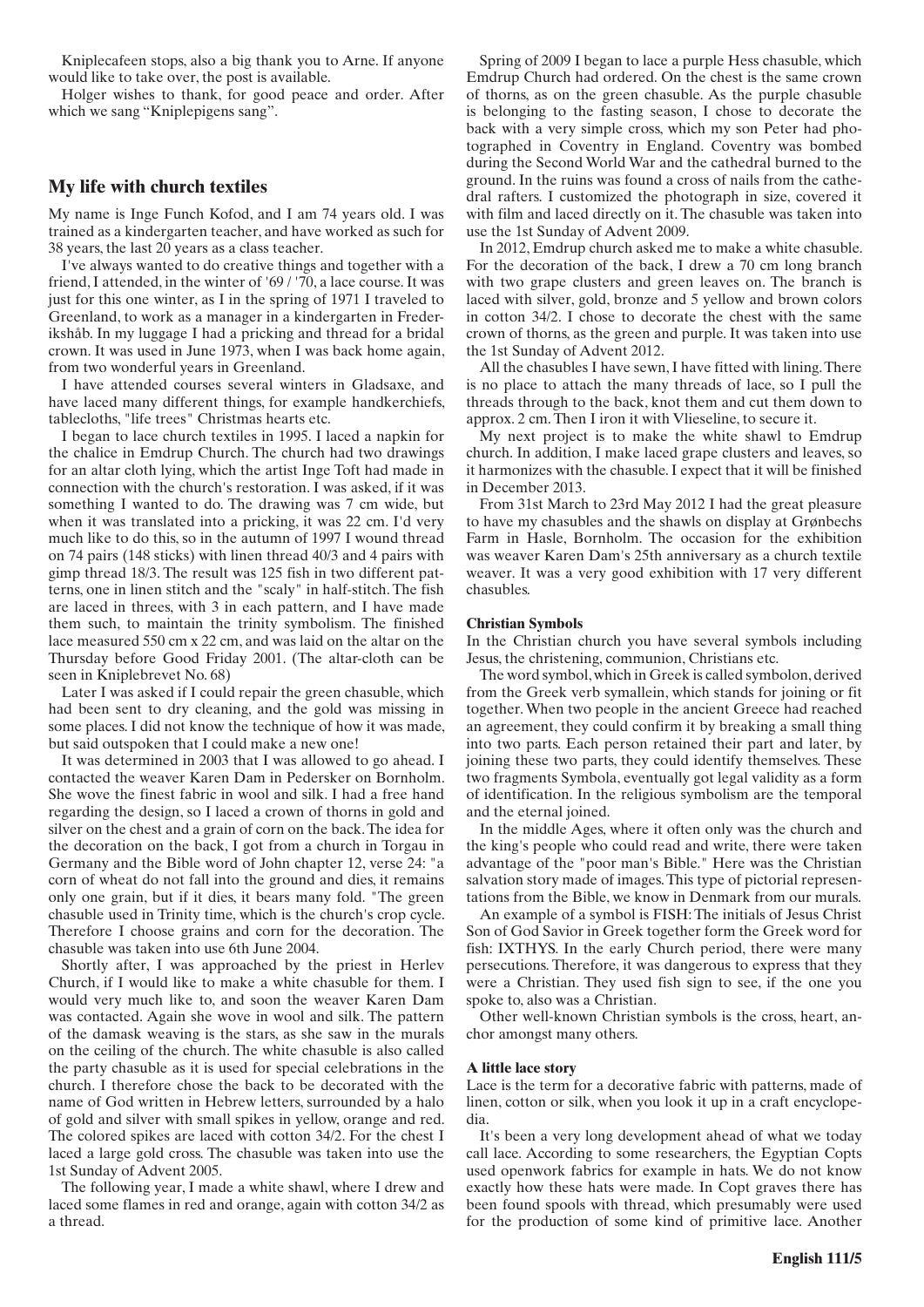Kniplecafeen stops, also a big thank you to Arne. If anyone would like to take over, the post is available.

Holger wishes to thank, for good peace and order. After which we sang "Kniplepigens sang".

## My life with church textiles

My name is Inge Funch Kofod, and I am 74 years old. I was trained as a kindergarten teacher, and have worked as such for 38 years, the last 20 years as a class teacher.

I've always wanted to do creative things and together with a friend, I attended, in the winter of '69 / '70, a lace course. It was just for this one winter, as I in the spring of 1971 I traveled to Greenland, to work as a manager in a kindergarten in Frederikshåb. In my luggage I had a pricking and thread for a bridal crown. It was used in June 1973, when I was back home again, from two wonderful years in Greenland.

I have attended courses several winters in Gladsaxe, and have laced many different things, for example handkerchiefs, tablecloths, "life trees" Christmas hearts etc.

I began to lace church textiles in 1995. I laced a napkin for the chalice in Emdrup Church. The church had two drawings for an altar cloth lying, which the artist Inge Toft had made in connection with the church's restoration. I was asked, if it was something I wanted to do. The drawing was 7 cm wide, but when it was translated into a pricking, it was 22 cm. I'd very much like to do this, so in the autumn of 1997 I wound thread on 74 pairs (148 sticks) with linen thread 40/3 and 4 pairs with gimp thread 18/3. The result was 125 fish in two different patterns, one in linen stitch and the "scaly" in half-stitch. The fish are laced in threes, with 3 in each pattern, and I have made them such, to maintain the trinity symbolism. The finished lace measured 550 cm x 22 cm, and was laid on the altar on the Thursday before Good Friday 2001. (The altar-cloth can be seen in Kniplebrevet No. 68)

Later I was asked if I could repair the green chasuble, which had been sent to dry cleaning, and the gold was missing in some places. I did not know the technique of how it was made, but said outspoken that I could make a new one!

It was determined in 2003 that I was allowed to go ahead. I contacted the weaver Karen Dam in Pedersker on Bornholm. She wove the finest fabric in wool and silk. I had a free hand regarding the design, so I laced a crown of thorns in gold and silver on the chest and a grain of corn on the back. The idea for the decoration on the back, I got from a church in Torgau in Germany and the Bible word of John chapter 12, verse 24: "a corn of wheat do not fall into the ground and dies, it remains only one grain, but if it dies, it bears many fold. "The green chasuble used in Trinity time, which is the church's crop cycle. Therefore I choose grains and corn for the decoration. The chasuble was taken into use 6th June 2004.

Shortly after, I was approached by the priest in Herlev Church, if I would like to make a white chasuble for them. I would very much like to, and soon the weaver Karen Dam was contacted. Again she wove in wool and silk. The pattern of the damask weaving is the stars, as she saw in the murals on the ceiling of the church. The white chasuble is also called the party chasuble as it is used for special celebrations in the church. I therefore chose the back to be decorated with the name of God written in Hebrew letters, surrounded by a halo of gold and silver with small spikes in yellow, orange and red. The colored spikes are laced with cotton 34/2. For the chest I laced a large gold cross. The chasuble was taken into use the 1st Sunday of Advent 2005.

The following year, I made a white shawl, where I drew and laced some flames in red and orange, again with cotton 34/2 as a thread.

Spring of 2009 I began to lace a purple Hess chasuble, which Emdrup Church had ordered. On the chest is the same crown of thorns, as on the green chasuble. As the purple chasuble is belonging to the fasting season, I chose to decorate the back with a very simple cross, which my son Peter had photographed in Coventry in England. Coventry was bombed during the Second World War and the cathedral burned to the ground. In the ruins was found a cross of nails from the cathedral rafters. I customized the photograph in size, covered it with film and laced directly on it. The chasuble was taken into use the 1st Sunday of Advent 2009.

In 2012, Emdrup church asked me to make a white chasuble. For the decoration of the back, I drew a 70 cm long branch with two grape clusters and green leaves on. The branch is laced with silver, gold, bronze and 5 yellow and brown colors in cotton 34/2. I chose to decorate the chest with the same crown of thorns, as the green and purple. It was taken into use the 1st Sunday of Advent 2012.

All the chasubles I have sewn, I have fitted with lining. There is no place to attach the many threads of lace, so I pull the threads through to the back, knot them and cut them down to approx. 2 cm. Then I iron it with Vlieseline, to secure it.

My next project is to make the white shawl to Emdrup church. In addition, I make laced grape clusters and leaves, so it harmonizes with the chasuble. I expect that it will be finished in December 2013.

From 31st March to 23rd May 2012 I had the great pleasure to have my chasubles and the shawls on display at Grønbechs Farm in Hasle, Bornholm. The occasion for the exhibition was weaver Karen Dam's 25th anniversary as a church textile weaver. It was a very good exhibition with 17 very different chasubles.

### Christian Symbols

In the Christian church you have several symbols including Jesus, the christening, communion, Christians etc.

The word symbol, which in Greek is called symbolon, derived from the Greek verb symallein, which stands for joining or fit together. When two people in the ancient Greece had reached an agreement, they could confirm it by breaking a small thing into two parts. Each person retained their part and later, by joining these two parts, they could identify themselves. These two fragments Symbola, eventually got legal validity as a form of identification. In the religious symbolism are the temporal and the eternal joined.

In the middle Ages, where it often only was the church and the king's people who could read and write, there were taken advantage of the "poor man's Bible." Here was the Christian salvation story made of images. This type of pictorial representations from the Bible, we know in Denmark from our murals.

An example of a symbol is FISH: The initials of Jesus Christ Son of God Savior in Greek together form the Greek word for fish: IXTHYS. In the early Church period, there were many persecutions. Therefore, it was dangerous to express that they were a Christian. They used fish sign to see, if the one you spoke to, also was a Christian.

Other well-known Christian symbols is the cross, heart, anchor amongst many others.

### A little lace story

Lace is the term for a decorative fabric with patterns, made of linen, cotton or silk, when you look it up in a craft encyclopedia.

It's been a very long development ahead of what we today call lace. According to some researchers, the Egyptian Copts used openwork fabrics for example in hats. We do not know exactly how these hats were made. In Copt graves there has been found spools with thread, which presumably were used for the production of some kind of primitive lace. Another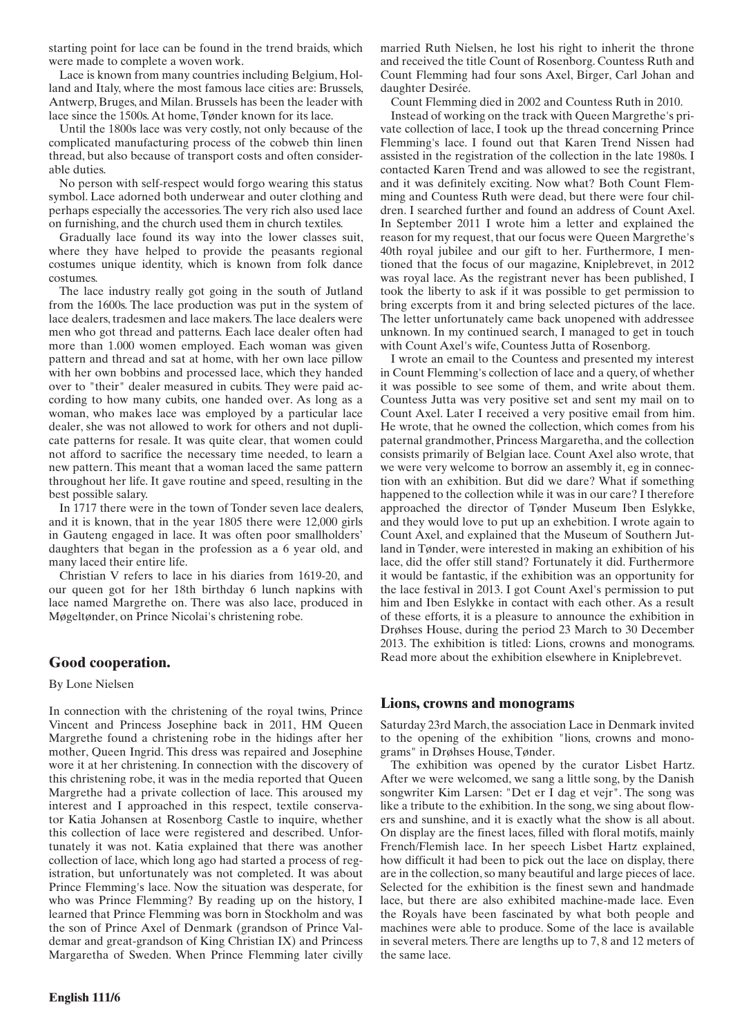starting point for lace can be found in the trend braids, which were made to complete a woven work.

Lace is known from many countries including Belgium, Holland and Italy, where the most famous lace cities are: Brussels, Antwerp, Bruges, and Milan. Brussels has been the leader with lace since the 1500s. At home, Tønder known for its lace.

Until the 1800s lace was very costly, not only because of the complicated manufacturing process of the cobweb thin linen thread, but also because of transport costs and often considerable duties.

No person with self-respect would forgo wearing this status symbol. Lace adorned both underwear and outer clothing and perhaps especially the accessories. The very rich also used lace on furnishing, and the church used them in church textiles.

Gradually lace found its way into the lower classes suit, where they have helped to provide the peasants regional costumes unique identity, which is known from folk dance costumes.

The lace industry really got going in the south of Jutland from the 1600s. The lace production was put in the system of lace dealers, tradesmen and lace makers. The lace dealers were men who got thread and patterns. Each lace dealer often had more than 1.000 women employed. Each woman was given pattern and thread and sat at home, with her own lace pillow with her own bobbins and processed lace, which they handed over to "their" dealer measured in cubits. They were paid according to how many cubits, one handed over. As long as a woman, who makes lace was employed by a particular lace dealer, she was not allowed to work for others and not duplicate patterns for resale. It was quite clear, that women could not afford to sacrifice the necessary time needed, to learn a new pattern. This meant that a woman laced the same pattern throughout her life. It gave routine and speed, resulting in the best possible salary.

In 1717 there were in the town of Tonder seven lace dealers, and it is known, that in the year 1805 there were 12,000 girls in Gauteng engaged in lace. It was often poor smallholders' daughters that began in the profession as a 6 year old, and many laced their entire life.

Christian V refers to lace in his diaries from 1619-20, and our queen got for her 18th birthday 6 lunch napkins with lace named Margrethe on. There was also lace, produced in Møgeltønder, on Prince Nicolai's christening robe.

## Good cooperation.

By Lone Nielsen

In connection with the christening of the royal twins, Prince Vincent and Princess Josephine back in 2011, HM Queen Margrethe found a christening robe in the hidings after her mother, Queen Ingrid. This dress was repaired and Josephine wore it at her christening. In connection with the discovery of this christening robe, it was in the media reported that Queen Margrethe had a private collection of lace. This aroused my interest and I approached in this respect, textile conservator Katia Johansen at Rosenborg Castle to inquire, whether this collection of lace were registered and described. Unfortunately it was not. Katia explained that there was another collection of lace, which long ago had started a process of registration, but unfortunately was not completed. It was about Prince Flemming's lace. Now the situation was desperate, for who was Prince Flemming? By reading up on the history, I learned that Prince Flemming was born in Stockholm and was the son of Prince Axel of Denmark (grandson of Prince Valdemar and great-grandson of King Christian IX) and Princess Margaretha of Sweden. When Prince Flemming later civilly married Ruth Nielsen, he lost his right to inherit the throne and received the title Count of Rosenborg. Countess Ruth and Count Flemming had four sons Axel, Birger, Carl Johan and daughter Desirée.

Count Flemming died in 2002 and Countess Ruth in 2010.

Instead of working on the track with Queen Margrethe's private collection of lace, I took up the thread concerning Prince Flemming's lace. I found out that Karen Trend Nissen had assisted in the registration of the collection in the late 1980s. I contacted Karen Trend and was allowed to see the registrant, and it was definitely exciting. Now what? Both Count Flemming and Countess Ruth were dead, but there were four children. I searched further and found an address of Count Axel. In September 2011 I wrote him a letter and explained the reason for my request, that our focus were Queen Margrethe's 40th royal jubilee and our gift to her. Furthermore, I mentioned that the focus of our magazine, Kniplebrevet, in 2012 was royal lace. As the registrant never has been published, I took the liberty to ask if it was possible to get permission to bring excerpts from it and bring selected pictures of the lace. The letter unfortunately came back unopened with addressee unknown. In my continued search, I managed to get in touch with Count Axel's wife, Countess Jutta of Rosenborg.

I wrote an email to the Countess and presented my interest in Count Flemming's collection of lace and a query, of whether it was possible to see some of them, and write about them. Countess Jutta was very positive set and sent my mail on to Count Axel. Later I received a very positive email from him. He wrote, that he owned the collection, which comes from his paternal grandmother, Princess Margaretha, and the collection consists primarily of Belgian lace. Count Axel also wrote, that we were very welcome to borrow an assembly it, eg in connection with an exhibition. But did we dare? What if something happened to the collection while it was in our care? I therefore approached the director of Tønder Museum Iben Eslykke, and they would love to put up an exhebition. I wrote again to Count Axel, and explained that the Museum of Southern Jutland in Tønder, were interested in making an exhibition of his lace, did the offer still stand? Fortunately it did. Furthermore it would be fantastic, if the exhibition was an opportunity for the lace festival in 2013. I got Count Axel's permission to put him and Iben Eslykke in contact with each other. As a result of these efforts, it is a pleasure to announce the exhibition in Drøhses House, during the period 23 March to 30 December 2013. The exhibition is titled: Lions, crowns and monograms. Read more about the exhibition elsewhere in Kniplebrevet.

## Lions, crowns and monograms

Saturday 23rd March, the association Lace in Denmark invited to the opening of the exhibition "lions, crowns and monograms" in Drøhses House, Tønder.

The exhibition was opened by the curator Lisbet Hartz. After we were welcomed, we sang a little song, by the Danish songwriter Kim Larsen: "Det er I dag et vejr". The song was like a tribute to the exhibition. In the song, we sing about flowers and sunshine, and it is exactly what the show is all about. On display are the finest laces, filled with floral motifs, mainly French/Flemish lace. In her speech Lisbet Hartz explained, how difficult it had been to pick out the lace on display, there are in the collection, so many beautiful and large pieces of lace. Selected for the exhibition is the finest sewn and handmade lace, but there are also exhibited machine-made lace. Even the Royals have been fascinated by what both people and machines were able to produce. Some of the lace is available in several meters. There are lengths up to 7, 8 and 12 meters of the same lace.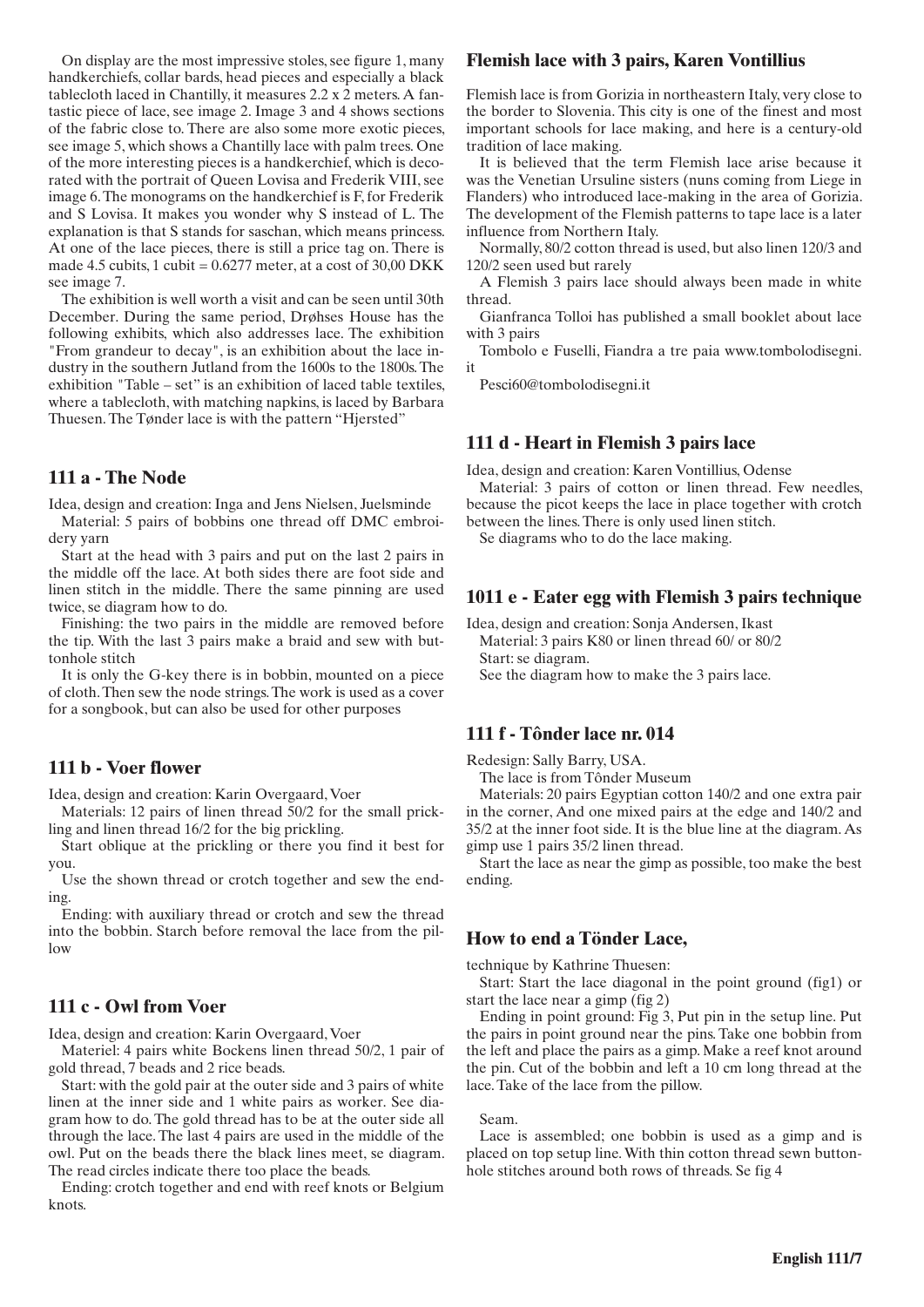On display are the most impressive stoles, see figure 1, many handkerchiefs, collar bards, head pieces and especially a black tablecloth laced in Chantilly, it measures 2.2 x 2 meters. A fantastic piece of lace, see image 2. Image 3 and 4 shows sections of the fabric close to. There are also some more exotic pieces, see image 5, which shows a Chantilly lace with palm trees. One of the more interesting pieces is a handkerchief, which is decorated with the portrait of Queen Lovisa and Frederik VIII, see image 6. The monograms on the handkerchief is F, for Frederik and S Lovisa. It makes you wonder why S instead of L. The explanation is that S stands for saschan, which means princess. At one of the lace pieces, there is still a price tag on. There is made 4.5 cubits, 1 cubit = 0.6277 meter, at a cost of 30,00 DKK see image 7.

The exhibition is well worth a visit and can be seen until 30th December. During the same period, Drøhses House has the following exhibits, which also addresses lace. The exhibition "From grandeur to decay", is an exhibition about the lace industry in the southern Jutland from the 1600s to the 1800s. The exhibition "Table – set" is an exhibition of laced table textiles, where a tablecloth, with matching napkins, is laced by Barbara Thuesen. The Tønder lace is with the pattern "Hjersted"

## 111 a - The Node

Idea, design and creation: Inga and Jens Nielsen, Juelsminde

Material: 5 pairs of bobbins one thread off DMC embroidery yarn

Start at the head with 3 pairs and put on the last 2 pairs in the middle off the lace. At both sides there are foot side and linen stitch in the middle. There the same pinning are used twice, se diagram how to do.

Finishing: the two pairs in the middle are removed before the tip. With the last 3 pairs make a braid and sew with buttonhole stitch

It is only the G-key there is in bobbin, mounted on a piece of cloth. Then sew the node strings. The work is used as a cover for a songbook, but can also be used for other purposes

## 111 b - Voer flower

Idea, design and creation: Karin Overgaard, Voer

Materials: 12 pairs of linen thread 50/2 for the small prickling and linen thread 16/2 for the big prickling.

Start oblique at the prickling or there you find it best for you.

Use the shown thread or crotch together and sew the ending.

Ending: with auxiliary thread or crotch and sew the thread into the bobbin. Starch before removal the lace from the pillow

## 111 c - Owl from Voer

Idea, design and creation: Karin Overgaard, Voer

Materiel: 4 pairs white Bockens linen thread 50/2, 1 pair of gold thread, 7 beads and 2 rice beads.

Start: with the gold pair at the outer side and 3 pairs of white linen at the inner side and 1 white pairs as worker. See diagram how to do. The gold thread has to be at the outer side all through the lace. The last 4 pairs are used in the middle of the owl. Put on the beads there the black lines meet, se diagram. The read circles indicate there too place the beads.

Ending: crotch together and end with reef knots or Belgium knots.

## Flemish lace with 3 pairs, Karen Vontillius

Flemish lace is from Gorizia in northeastern Italy, very close to the border to Slovenia. This city is one of the finest and most important schools for lace making, and here is a century-old tradition of lace making.

It is believed that the term Flemish lace arise because it was the Venetian Ursuline sisters (nuns coming from Liege in Flanders) who introduced lace-making in the area of Gorizia. The development of the Flemish patterns to tape lace is a later influence from Northern Italy.

Normally, 80/2 cotton thread is used, but also linen 120/3 and 120/2 seen used but rarely

A Flemish 3 pairs lace should always been made in white thread.

Gianfranca Tolloi has published a small booklet about lace with 3 pairs

Tombolo e Fuselli, Fiandra a tre paia www.tombolodisegni.it

Pesci60@tombolodisegni.it

## 111 d - Heart in Flemish 3 pairs lace

Idea, design and creation: Karen Vontillius, Odense

Material: 3 pairs of cotton or linen thread. Few needles, because the picot keeps the lace in place together with crotch between the lines. There is only used linen stitch.

Se diagrams who to do the lace making.

## 1011 e - Eater egg with Flemish 3 pairs technique

Idea, design and creation: Sonja Andersen, Ikast

Material: 3 pairs K80 or linen thread 60/ or 80/2

Start: se diagram.

See the diagram how to make the 3 pairs lace.

## 111 f - Tônder lace nr. 014

Redesign: Sally Barry, USA.

The lace is from Tônder Museum

Materials: 20 pairs Egyptian cotton 140/2 and one extra pair in the corner, And one mixed pairs at the edge and 140/2 and 35/2 at the inner foot side. It is the blue line at the diagram. As gimp use 1 pairs 35/2 linen thread.

Start the lace as near the gimp as possible, too make the best ending.

## How to end a Tönder Lace,

technique by Kathrine Thuesen:

Start: Start the lace diagonal in the point ground (fig1) or start the lace near a gimp (fig 2)

Ending in point ground: Fig 3, Put pin in the setup line. Put the pairs in point ground near the pins. Take one bobbin from the left and place the pairs as a gimp. Make a reef knot around the pin. Cut of the bobbin and left a 10 cm long thread at the lace. Take of the lace from the pillow.

Seam.

Lace is assembled; one bobbin is used as a gimp and is placed on top setup line. With thin cotton thread sewn buttonhole stitches around both rows of threads. Se fig 4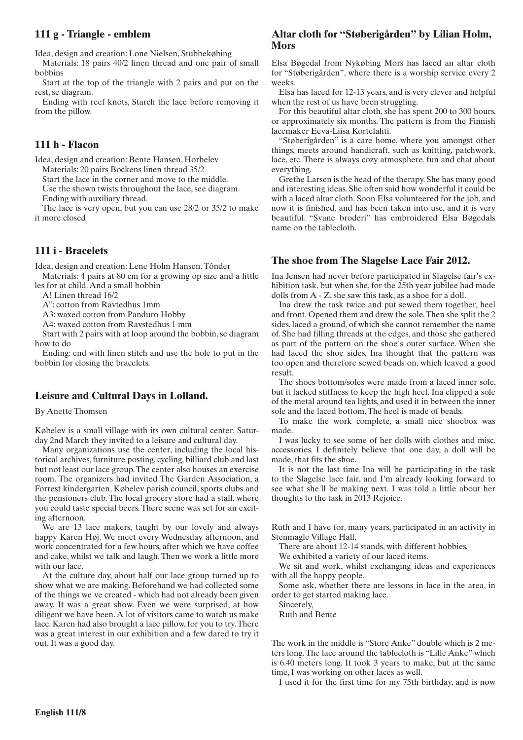## 111 g - Triangle - emblem

Idea, design and creation: Lone Nielsen, Stubbekøbing

Materials: 18 pairs 40/2 linen thread and one pair of small bobbins

Start at the top of the triangle with 2 pairs and put on the rest, se diagram.

Ending with reef knots, Starch the lace before removing it from the pillow.

## 111 h - Flacon

Idea, design and creation: Bente Hansen, Horbelev

Materials: 20 pairs Bockens linen thread 35/2

Start the lace in the corner and move to the middle.

Use the shown twists throughout the lace, see diagram.

Ending with auxiliary thread.

The lace is very open, but you can use 28/2 or 35/2 to make it more closed

## 111 i - Bracelets

Idea, design and creation: Lene Holm Hansen, Tônder

Materials: 4 pairs at 80 cm for a growing op size and a little les for at child. And a small bobbin

A! Linen thread 16/2

A": cotton from Ravtedhus 1mm

A3: waxed cotton from Panduro Hobby

A4: waxed cotton from Ravstedhus 1 mm

Start with 2 pairs with at loop around the bobbin, se diagram how to do

Ending: end with linen stitch and use the hole to put in the bobbin for closing the bracelets.

## Leisure and Cultural Days in Lolland.

By Anette Thomsen

Købelev is a small village with its own cultural center. Saturday 2nd March they invited to a leisure and cultural day.

Many organizations use the center, including the local historical archives, furniture posting, cycling, billiard club and last but not least our lace group. The center also houses an exercise room. The organizers had invited The Garden Association, a Forrest kindergarten, Købelev parish council, sports clubs and the pensioners club. The local grocery store had a stall, where you could taste special beers. There scene was set for an exciting afternoon.

We are 13 lace makers, taught by our lovely and always happy Karen Høj. We meet every Wednesday afternoon, and work concentrated for a few hours, after which we have coffee and cake, whilst we talk and laugh. Then we work a little more with our lace.

At the culture day, about half our lace group turned up to show what we are making. Beforehand we had collected some of the things we've created - which had not already been given away. It was a great show. Even we were surprised, at how diligent we have been. A lot of visitors came to watch us make lace. Karen had also brought a lace pillow, for you to try. There was a great interest in our exhibition and a few dared to try it out. It was a good day.

## Altar cloth for "Støberigården" by Lilian Holm, Mors

Elsa Bøgedal from Nykøbing Mors has laced an altar cloth for "Støberigården", where there is a worship service every 2 weeks.

Elsa has laced for 12-13 years, and is very clever and helpful when the rest of us have been struggling.

For this beautiful altar cloth, she has spent 200 to 300 hours, or approximately six months. The pattern is from the Finnish lacemaker Eeva-Liisa Kortelahti.

"Støberigården" is a care home, where you amongst other things, meets around handicraft, such as knitting, patchwork, lace, etc. There is always cozy atmosphere, fun and chat about everything.

Grethe Larsen is the head of the therapy. She has many good and interesting ideas. She often said how wonderful it could be with a laced altar cloth. Soon Elsa volunteered for the job, and now it is finished, and has been taken into use, and it is very beautiful. "Svane broderi" has embroidered Elsa Bøgedals name on the tablecloth.

## The shoe from The Slagelse Lace Fair 2012.

Ina Jensen had never before participated in Slagelse fair's exhibition task, but when she, for the 25th year jubilee had made dolls from A - Z, she saw this task, as a shoe for a doll.

Ina drew the task twice and put sewed them together, heel and front. Opened them and drew the sole. Then she split the 2 sides, laced a ground, of which she cannot remember the name of. She had filling threads at the edges, and those she gathered as part of the pattern on the shoe's outer surface. When she had laced the shoe sides, Ina thought that the pattern was too open and therefore sewed beads on, which leaved a good result.

The shoes bottom/soles were made from a laced inner sole, but it lacked stiffness to keep the high heel. Ina clipped a sole of the metal around tea lights, and used it in between the inner sole and the laced bottom. The heel is made of beads.

To make the work complete, a small nice shoebox was made.

I was lucky to see some of her dolls with clothes and misc. accessories. I definitely believe that one day, a doll will be made, that fits the shoe.

It is not the last time Ina will be participating in the task to the Slagelse lace fair, and I'm already looking forward to see what she'll be making next. I was told a little about her thoughts to the task in 2013 Rejoice.

Ruth and I have for, many years, participated in an activity in Stenmagle Village Hall.

There are about 12-14 stands, with different hobbies.

We exhibited a variety of our laced items.

We sit and work, whilst exchanging ideas and experiences with all the happy people.

Some ask, whether there are lessons in lace in the area, in order to get started making lace.

Sincerely,

Ruth and Bente

The work in the middle is "Store Anke" double which is 2 meters long. The lace around the tablecloth is "Lille Anke" which is 6.40 meters long. It took 3 years to make, but at the same time, I was working on other laces as well.

I used it for the first time for my 75th birthday, and is now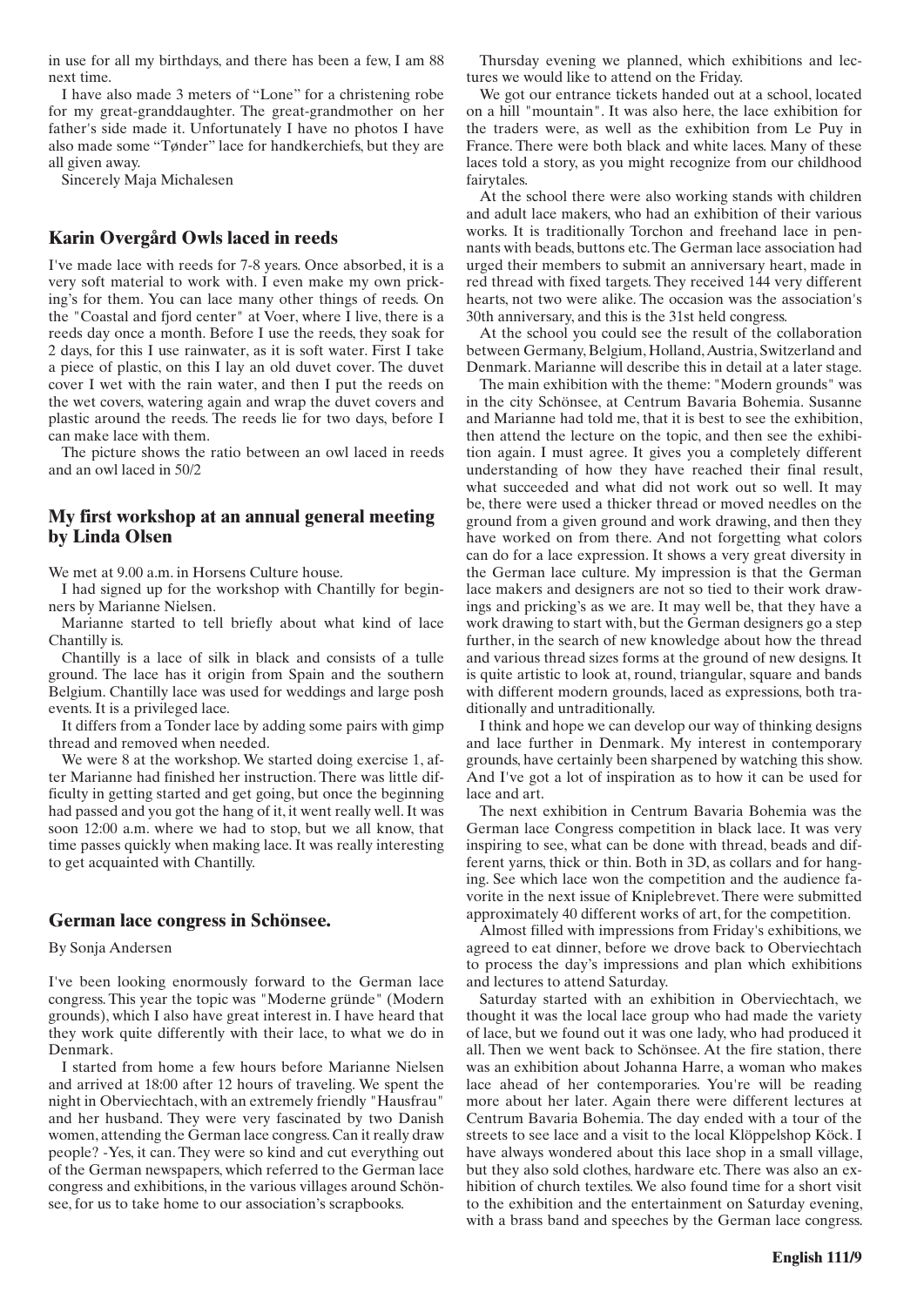in use for all my birthdays, and there has been a few, I am 88 next time.

I have also made 3 meters of "Lone" for a christening robe for my great-granddaughter. The great-grandmother on her father's side made it. Unfortunately I have no photos I have also made some "Tønder" lace for handkerchiefs, but they are all given away.

Sincerely Maja Michalesen

## Karin Overgård Owls laced in reeds

I've made lace with reeds for 7-8 years. Once absorbed, it is a very soft material to work with. I even make my own pricking's for them. You can lace many other things of reeds. On the "Coastal and fjord center" at Voer, where I live, there is a reeds day once a month. Before I use the reeds, they soak for 2 days, for this I use rainwater, as it is soft water. First I take a piece of plastic, on this I lay an old duvet cover. The duvet cover I wet with the rain water, and then I put the reeds on the wet covers, watering again and wrap the duvet covers and plastic around the reeds. The reeds lie for two days, before I can make lace with them.

The picture shows the ratio between an owl laced in reeds and an owl laced in 50/2

## My first workshop at an annual general meeting by Linda Olsen

We met at 9.00 a.m. in Horsens Culture house.

I had signed up for the workshop with Chantilly for beginners by Marianne Nielsen.

Marianne started to tell briefly about what kind of lace Chantilly is.

Chantilly is a lace of silk in black and consists of a tulle ground. The lace has it origin from Spain and the southern Belgium. Chantilly lace was used for weddings and large posh events. It is a privileged lace.

It differs from a Tonder lace by adding some pairs with gimp thread and removed when needed.

We were 8 at the workshop. We started doing exercise 1, after Marianne had finished her instruction. There was little difficulty in getting started and get going, but once the beginning had passed and you got the hang of it, it went really well. It was soon 12:00 a.m. where we had to stop, but we all know, that time passes quickly when making lace. It was really interesting to get acquainted with Chantilly.

## German lace congress in Schönsee.

By Sonja Andersen

I've been looking enormously forward to the German lace congress. This year the topic was "Moderne gründe" (Modern grounds), which I also have great interest in. I have heard that they work quite differently with their lace, to what we do in Denmark.

I started from home a few hours before Marianne Nielsen and arrived at 18:00 after 12 hours of traveling. We spent the night in Oberviechtach, with an extremely friendly "Hausfrau" and her husband. They were very fascinated by two Danish women, attending the German lace congress. Can it really draw people? -Yes, it can. They were so kind and cut everything out of the German newspapers, which referred to the German lace congress and exhibitions, in the various villages around Schönsee, for us to take home to our association's scrapbooks.

Thursday evening we planned, which exhibitions and lectures we would like to attend on the Friday.

We got our entrance tickets handed out at a school, located on a hill "mountain". It was also here, the lace exhibition for the traders were, as well as the exhibition from Le Puy in France. There were both black and white laces. Many of these laces told a story, as you might recognize from our childhood fairytales.

At the school there were also working stands with children and adult lace makers, who had an exhibition of their various works. It is traditionally Torchon and freehand lace in pennants with beads, buttons etc. The German lace association had urged their members to submit an anniversary heart, made in red thread with fixed targets. They received 144 very different hearts, not two were alike. The occasion was the association's 30th anniversary, and this is the 31st held congress.

At the school you could see the result of the collaboration between Germany, Belgium, Holland, Austria, Switzerland and Denmark. Marianne will describe this in detail at a later stage.

The main exhibition with the theme: "Modern grounds" was in the city Schönsee, at Centrum Bavaria Bohemia. Susanne and Marianne had told me, that it is best to see the exhibition, then attend the lecture on the topic, and then see the exhibition again. I must agree. It gives you a completely different understanding of how they have reached their final result, what succeeded and what did not work out so well. It may be, there were used a thicker thread or moved needles on the ground from a given ground and work drawing, and then they have worked on from there. And not forgetting what colors can do for a lace expression. It shows a very great diversity in the German lace culture. My impression is that the German lace makers and designers are not so tied to their work drawings and pricking's as we are. It may well be, that they have a work drawing to start with, but the German designers go a step further, in the search of new knowledge about how the thread and various thread sizes forms at the ground of new designs. It is quite artistic to look at, round, triangular, square and bands with different modern grounds, laced as expressions, both traditionally and untraditionally.

I think and hope we can develop our way of thinking designs and lace further in Denmark. My interest in contemporary grounds, have certainly been sharpened by watching this show. And I've got a lot of inspiration as to how it can be used for lace and art.

The next exhibition in Centrum Bavaria Bohemia was the German lace Congress competition in black lace. It was very inspiring to see, what can be done with thread, beads and different yarns, thick or thin. Both in 3D, as collars and for hanging. See which lace won the competition and the audience favorite in the next issue of Kniplebrevet. There were submitted approximately 40 different works of art, for the competition.

Almost filled with impressions from Friday's exhibitions, we agreed to eat dinner, before we drove back to Oberviechtach to process the day's impressions and plan which exhibitions and lectures to attend Saturday.

Saturday started with an exhibition in Oberviechtach, we thought it was the local lace group who had made the variety of lace, but we found out it was one lady, who had produced it all. Then we went back to Schönsee. At the fire station, there was an exhibition about Johanna Harre, a woman who makes lace ahead of her contemporaries. You're will be reading more about her later. Again there were different lectures at Centrum Bavaria Bohemia. The day ended with a tour of the streets to see lace and a visit to the local Klöppelshop Köck. I have always wondered about this lace shop in a small village, but they also sold clothes, hardware etc. There was also an exhibition of church textiles. We also found time for a short visit to the exhibition and the entertainment on Saturday evening, with a brass band and speeches by the German lace congress.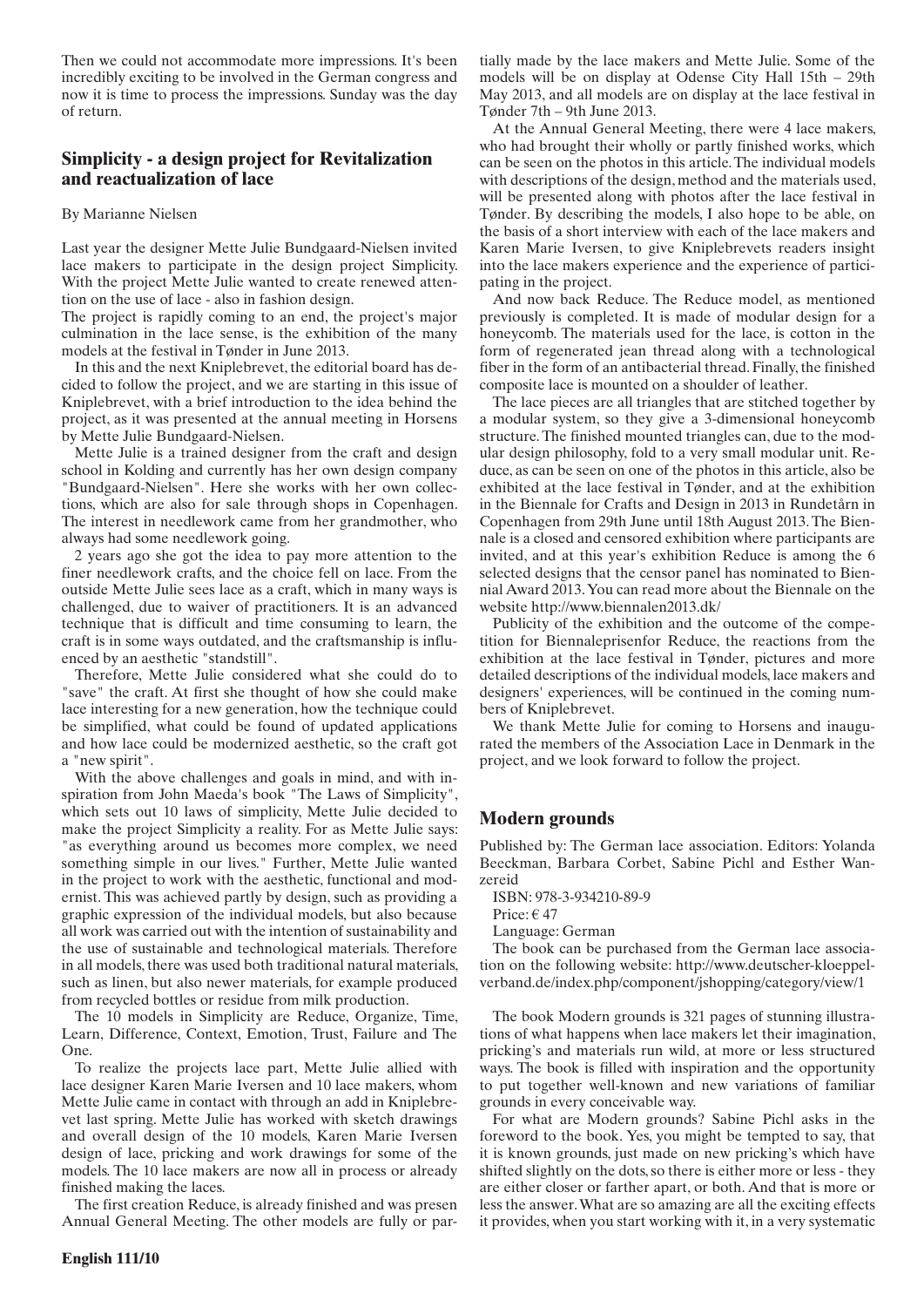Then we could not accommodate more impressions. It's been incredibly exciting to be involved in the German congress and now it is time to process the impressions. Sunday was the day of return.

## Simplicity - a design project for Revitalization and reactualization of lace

By Marianne Nielsen

Last year the designer Mette Julie Bundgaard-Nielsen invited lace makers to participate in the design project Simplicity. With the project Mette Julie wanted to create renewed attention on the use of lace - also in fashion design.

The project is rapidly coming to an end, the project's major culmination in the lace sense, is the exhibition of the many models at the festival in Tønder in June 2013.

In this and the next Kniplebrevet, the editorial board has decided to follow the project, and we are starting in this issue of Kniplebrevet, with a brief introduction to the idea behind the project, as it was presented at the annual meeting in Horsens by Mette Julie Bundgaard-Nielsen.

Mette Julie is a trained designer from the craft and design school in Kolding and currently has her own design company "Bundgaard-Nielsen". Here she works with her own collections, which are also for sale through shops in Copenhagen. The interest in needlework came from her grandmother, who always had some needlework going.

2 years ago she got the idea to pay more attention to the finer needlework crafts, and the choice fell on lace. From the outside Mette Julie sees lace as a craft, which in many ways is challenged, due to waiver of practitioners. It is an advanced technique that is difficult and time consuming to learn, the craft is in some ways outdated, and the craftsmanship is influenced by an aesthetic "standstill".

Therefore, Mette Julie considered what she could do to "save" the craft. At first she thought of how she could make lace interesting for a new generation, how the technique could be simplified, what could be found of updated applications and how lace could be modernized aesthetic, so the craft got a "new spirit".

With the above challenges and goals in mind, and with inspiration from John Maeda's book "The Laws of Simplicity", which sets out 10 laws of simplicity, Mette Julie decided to make the project Simplicity a reality. For as Mette Julie says: "as everything around us becomes more complex, we need something simple in our lives." Further, Mette Julie wanted in the project to work with the aesthetic, functional and modernist. This was achieved partly by design, such as providing a graphic expression of the individual models, but also because all work was carried out with the intention of sustainability and the use of sustainable and technological materials. Therefore in all models, there was used both traditional natural materials, such as linen, but also newer materials, for example produced from recycled bottles or residue from milk production.

The 10 models in Simplicity are Reduce, Organize, Time, Learn, Difference, Context, Emotion, Trust, Failure and The One.

To realize the projects lace part, Mette Julie allied with lace designer Karen Marie Iversen and 10 lace makers, whom Mette Julie came in contact with through an add in Kniplebrevet last spring. Mette Julie has worked with sketch drawings and overall design of the 10 models, Karen Marie Iversen design of lace, pricking and work drawings for some of the models. The 10 lace makers are now all in process or already finished making the laces.

The first creation Reduce, is already finished and was presen Annual General Meeting. The other models are fully or partially made by the lace makers and Mette Julie. Some of the models will be on display at Odense City Hall 15th – 29th May 2013, and all models are on display at the lace festival in Tønder 7th – 9th June 2013.

At the Annual General Meeting, there were 4 lace makers, who had brought their wholly or partly finished works, which can be seen on the photos in this article. The individual models with descriptions of the design, method and the materials used, will be presented along with photos after the lace festival in Tønder. By describing the models, I also hope to be able, on the basis of a short interview with each of the lace makers and Karen Marie Iversen, to give Kniplebrevets readers insight into the lace makers experience and the experience of participating in the project.

And now back Reduce. The Reduce model, as mentioned previously is completed. It is made of modular design for a honeycomb. The materials used for the lace, is cotton in the form of regenerated jean thread along with a technological fiber in the form of an antibacterial thread. Finally, the finished composite lace is mounted on a shoulder of leather.

The lace pieces are all triangles that are stitched together by a modular system, so they give a 3-dimensional honeycomb structure. The finished mounted triangles can, due to the modular design philosophy, fold to a very small modular unit. Reduce, as can be seen on one of the photos in this article, also be exhibited at the lace festival in Tønder, and at the exhibition in the Biennale for Crafts and Design in 2013 in Rundetårn in Copenhagen from 29th June until 18th August 2013. The Biennale is a closed and censored exhibition where participants are invited, and at this year's exhibition Reduce is among the 6 selected designs that the censor panel has nominated to Biennial Award 2013. You can read more about the Biennale on the website http://www.biennalen2013.dk/

Publicity of the exhibition and the outcome of the competition for Biennaleprisenfor Reduce, the reactions from the exhibition at the lace festival in Tønder, pictures and more detailed descriptions of the individual models, lace makers and designers' experiences, will be continued in the coming numbers of Kniplebrevet.

We thank Mette Julie for coming to Horsens and inaugurated the members of the Association Lace in Denmark in the project, and we look forward to follow the project.

## Modern grounds

Published by: The German lace association. Editors: Yolanda Beeckman, Barbara Corbet, Sabine Pichl and Esther Wanzereid

ISBN: 978-3-934210-89-9

Price: € 47

Language: German

The book can be purchased from the German lace association on the following website: http://www.deutscher-kloeppelverband.de/index.php/component/jshopping/category/view/1

The book Modern grounds is 321 pages of stunning illustrations of what happens when lace makers let their imagination, pricking's and materials run wild, at more or less structured ways. The book is filled with inspiration and the opportunity to put together well-known and new variations of familiar grounds in every conceivable way.

For what are Modern grounds? Sabine Pichl asks in the foreword to the book. Yes, you might be tempted to say, that it is known grounds, just made on new pricking's which have shifted slightly on the dots, so there is either more or less - they are either closer or farther apart, or both. And that is more or less the answer. What are so amazing are all the exciting effects it provides, when you start working with it, in a very systematic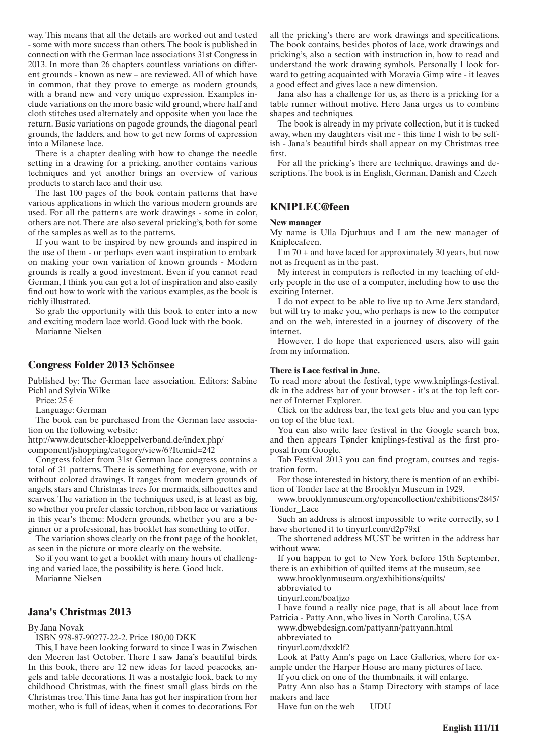way. This means that all the details are worked out and tested - some with more success than others. The book is published in connection with the German lace associations 31st Congress in 2013. In more than 26 chapters countless variations on different grounds - known as new – are reviewed. All of which have in common, that they prove to emerge as modern grounds, with a brand new and very unique expression. Examples include variations on the more basic wild ground, where half and cloth stitches used alternately and opposite when you lace the return. Basic variations on pagode grounds, the diagonal pearl grounds, the ladders, and how to get new forms of expression into a Milanese lace.

There is a chapter dealing with how to change the needle setting in a drawing for a pricking, another contains various techniques and yet another brings an overview of various products to starch lace and their use.

The last 100 pages of the book contain patterns that have various applications in which the various modern grounds are used. For all the patterns are work drawings - some in color, others are not. There are also several pricking's, both for some of the samples as well as to the patterns.

If you want to be inspired by new grounds and inspired in the use of them - or perhaps even want inspiration to embark on making your own variation of known grounds - Modern grounds is really a good investment. Even if you cannot read German, I think you can get a lot of inspiration and also easily find out how to work with the various examples, as the book is richly illustrated.

So grab the opportunity with this book to enter into a new and exciting modern lace world. Good luck with the book.

Marianne Nielsen

## Congress Folder 2013 Schönsee

Published by: The German lace association. Editors: Sabine Pichl and Sylvia Wilke

Price: 25 €

Language: German

The book can be purchased from the German lace association on the following website:

http://www.deutscher-kloeppelverband.de/index.php/component/jshopping/category/view/6?Itemid=242

Congress folder from 31st German lace congress contains a total of 31 patterns. There is something for everyone, with or without colored drawings. It ranges from modern grounds of angels, stars and Christmas trees for mermaids, silhouettes and scarves. The variation in the techniques used, is at least as big, so whether you prefer classic torchon, ribbon lace or variations in this year's theme: Modern grounds, whether you are a beginner or a professional, has booklet has something to offer.

The variation shows clearly on the front page of the booklet, as seen in the picture or more clearly on the website.

So if you want to get a booklet with many hours of challenging and varied lace, the possibility is here. Good luck.

Marianne Nielsen

## Jana's Christmas 2013

By Jana Novak

ISBN 978-87-90277-22-2. Price 180,00 DKK

This, I have been looking forward to since I was in Zwischen den Meeren last October. There I saw Jana's beautiful birds. In this book, there are 12 new ideas for laced peacocks, angels and table decorations. It was a nostalgic look, back to my childhood Christmas, with the finest small glass birds on the Christmas tree. This time Jana has got her inspiration from her mother, who is full of ideas, when it comes to decorations. For all the pricking's there are work drawings and specifications. The book contains, besides photos of lace, work drawings and pricking's, also a section with instruction in, how to read and understand the work drawing symbols. Personally I look forward to getting acquainted with Moravia Gimp wire - it leaves a good effect and gives lace a new dimension.

Jana also has a challenge for us, as there is a pricking for a table runner without motive. Here Jana urges us to combine shapes and techniques.

The book is already in my private collection, but it is tucked away, when my daughters visit me - this time I wish to be selfish - Jana's beautiful birds shall appear on my Christmas tree first.

For all the pricking's there are technique, drawings and descriptions. The book is in English, German, Danish and Czech

## KNIPLEC@feen

**New manager**

My name is Ulla Djurhuus and I am the new manager of Kniplecafeen.

I'm 70 + and have laced for approximately 30 years, but now not as frequent as in the past.

My interest in computers is reflected in my teaching of elderly people in the use of a computer, including how to use the exciting Internet.

I do not expect to be able to live up to Arne Jerx standard, but will try to make you, who perhaps is new to the computer and on the web, interested in a journey of discovery of the internet.

However, I do hope that experienced users, also will gain from my information.

**There is Lace festival in June.**

To read more about the festival, type www.kniplings-festival.dk in the address bar of your browser - it's at the top left corner of Internet Explorer.

Click on the address bar, the text gets blue and you can type on top of the blue text.

You can also write lace festival in the Google search box, and then appears Tønder kniplings-festival as the first proposal from Google.

Tab Festival 2013 you can find program, courses and registration form.

For those interested in history, there is mention of an exhibition of Tonder lace at the Brooklyn Museum in 1929.

www.brooklynmuseum.org/opencollection/exhibitions/2845/Tonder_Lace

Such an address is almost impossible to write correctly, so I have shortened it to tinyurl.com/d2p79xf

The shortened address MUST be written in the address bar without www.

If you happen to get to New York before 15th September, there is an exhibition of quilted items at the museum, see

www.brooklynmuseum.org/exhibitions/quilts/

abbreviated to

tinyurl.com/boatjzo

I have found a really nice page, that is all about lace from Patricia - Patty Ann, who lives in North Carolina, USA

www.dbwebdesign.com/pattyann/pattyann.html

abbreviated to

tinyurl.com/dxxklf2

Look at Patty Ann's page on Lace Galleries, where for example under the Harper House are many pictures of lace.

If you click on one of the thumbnails, it will enlarge.

Patty Ann also has a Stamp Directory with stamps of lace makers and lace

Have fun on the web UDU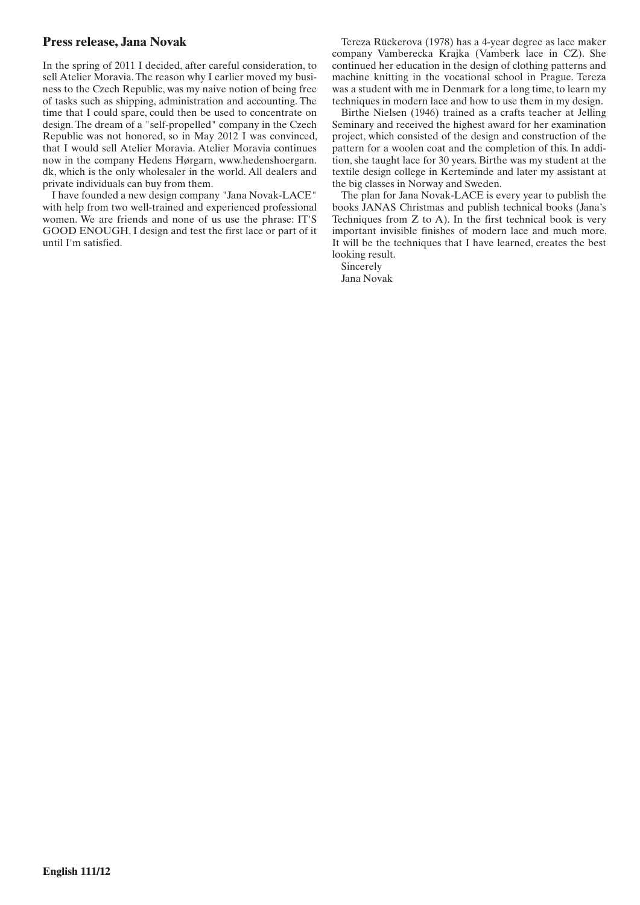## Press release, Jana Novak

In the spring of 2011 I decided, after careful consideration, to sell Atelier Moravia. The reason why I earlier moved my business to the Czech Republic, was my naive notion of being free of tasks such as shipping, administration and accounting. The time that I could spare, could then be used to concentrate on design. The dream of a "self-propelled" company in the Czech Republic was not honored, so in May 2012 I was convinced, that I would sell Atelier Moravia. Atelier Moravia continues now in the company Hedens Hørgarn, www.hedenshoergarn.dk, which is the only wholesaler in the world. All dealers and private individuals can buy from them.

I have founded a new design company "Jana Novak-LACE" with help from two well-trained and experienced professional women. We are friends and none of us use the phrase: IT'S GOOD ENOUGH. I design and test the first lace or part of it until I'm satisfied.

Tereza Rückerova (1978) has a 4-year degree as lace maker company Vamberecka Krajka (Vamberk lace in CZ). She continued her education in the design of clothing patterns and machine knitting in the vocational school in Prague. Tereza was a student with me in Denmark for a long time, to learn my techniques in modern lace and how to use them in my design.

Birthe Nielsen (1946) trained as a crafts teacher at Jelling Seminary and received the highest award for her examination project, which consisted of the design and construction of the pattern for a woolen coat and the completion of this. In addition, she taught lace for 30 years. Birthe was my student at the textile design college in Kerteminde and later my assistant at the big classes in Norway and Sweden.

The plan for Jana Novak-LACE is every year to publish the books JANAS Christmas and publish technical books (Jana's Techniques from Z to A). In the first technical book is very important invisible finishes of modern lace and much more. It will be the techniques that I have learned, creates the best looking result.

Sincerely
Jana Novak